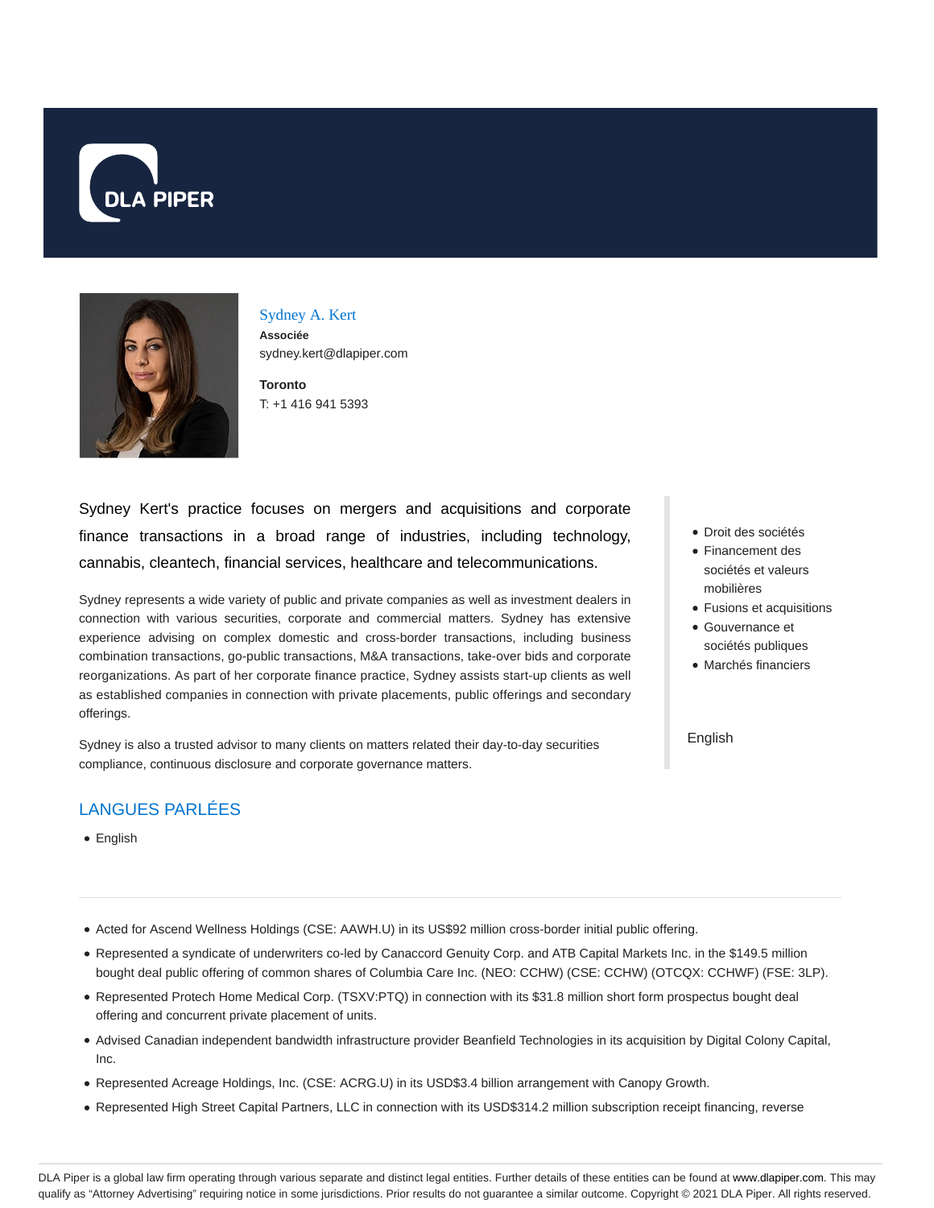Sydney A. Kert

**Associée**

sydney.kert@dlapiper.com

**Toronto**

T: +1 416 941 5393

Sydney Kert's practice focuses on mergers and acquisitions and corporate finance transactions in a broad range of industries, including technology, cannabis, cleantech, financial services, healthcare and telecommunications.

Sydney represents a wide variety of public and private companies as well as investment dealers in connection with various securities, corporate and commercial matters. Sydney has extensive experience advising on complex domestic and cross-border transactions, including business combination transactions, go-public transactions, M&A transactions, take-over bids and corporate reorganizations. As part of her corporate finance practice, Sydney assists start-up clients as well as established companies in connection with private placements, public offerings and secondary offerings.

Sydney is also a trusted advisor to many clients on matters related their day-to-day securities compliance, continuous disclosure and corporate governance matters.

- Droit des sociétés
- Financement des sociétés et valeurs mobilières
- Fusions et acquisitions
- Gouvernance et sociétés publiques
- Marchés financiers

English

## LANGUES PARLÉES

- English

- Acted for Ascend Wellness Holdings (CSE: AAWH.U) in its US$92 million cross-border initial public offering.
- Represented a syndicate of underwriters co-led by Canaccord Genuity Corp. and ATB Capital Markets Inc. in the $149.5 million bought deal public offering of common shares of Columbia Care Inc. (NEO: CCHW) (CSE: CCHW) (OTCQX: CCHWF) (FSE: 3LP).
- Represented Protech Home Medical Corp. (TSXV:PTQ) in connection with its $31.8 million short form prospectus bought deal offering and concurrent private placement of units.
- Advised Canadian independent bandwidth infrastructure provider Beanfield Technologies in its acquisition by Digital Colony Capital, Inc.
- Represented Acreage Holdings, Inc. (CSE: ACRG.U) in its USD$3.4 billion arrangement with Canopy Growth.
- Represented High Street Capital Partners, LLC in connection with its USD$314.2 million subscription receipt financing, reverse

DLA Piper is a global law firm operating through various separate and distinct legal entities. Further details of these entities can be found at www.dlapiper.com. This may qualify as "Attorney Advertising" requiring notice in some jurisdictions. Prior results do not guarantee a similar outcome. Copyright © 2021 DLA Piper. All rights reserved.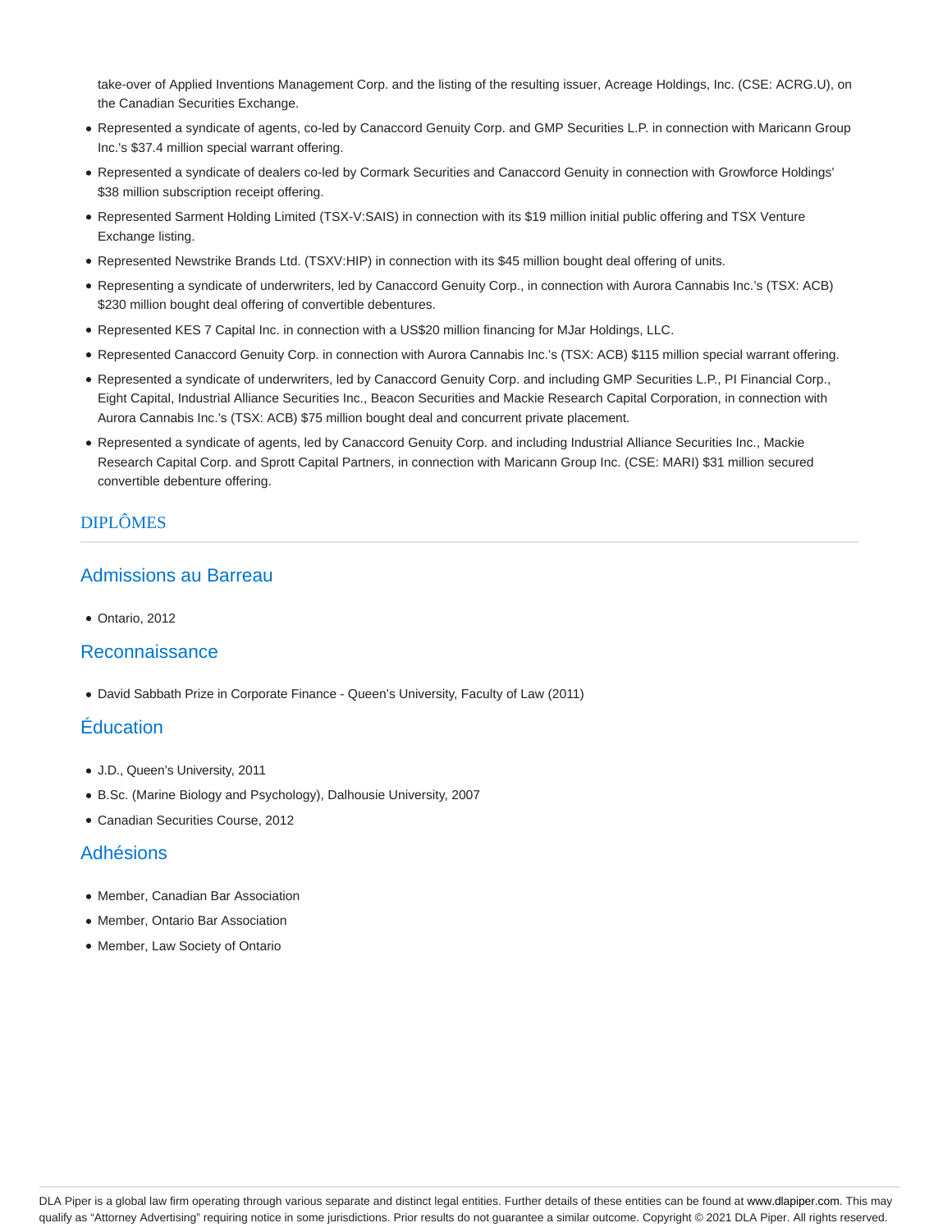take-over of Applied Inventions Management Corp. and the listing of the resulting issuer, Acreage Holdings, Inc. (CSE: ACRG.U), on the Canadian Securities Exchange.

- Represented a syndicate of agents, co-led by Canaccord Genuity Corp. and GMP Securities L.P. in connection with Maricann Group Inc.'s $37.4 million special warrant offering.
- Represented a syndicate of dealers co-led by Cormark Securities and Canaccord Genuity in connection with Growforce Holdings' $38 million subscription receipt offering.
- Represented Sarment Holding Limited (TSX-V:SAIS) in connection with its $19 million initial public offering and TSX Venture Exchange listing.
- Represented Newstrike Brands Ltd. (TSXV:HIP) in connection with its $45 million bought deal offering of units.
- Representing a syndicate of underwriters, led by Canaccord Genuity Corp., in connection with Aurora Cannabis Inc.'s (TSX: ACB) $230 million bought deal offering of convertible debentures.
- Represented KES 7 Capital Inc. in connection with a US$20 million financing for MJar Holdings, LLC.
- Represented Canaccord Genuity Corp. in connection with Aurora Cannabis Inc.'s (TSX: ACB) $115 million special warrant offering.
- Represented a syndicate of underwriters, led by Canaccord Genuity Corp. and including GMP Securities L.P., PI Financial Corp., Eight Capital, Industrial Alliance Securities Inc., Beacon Securities and Mackie Research Capital Corporation, in connection with Aurora Cannabis Inc.'s (TSX: ACB) $75 million bought deal and concurrent private placement.
- Represented a syndicate of agents, led by Canaccord Genuity Corp. and including Industrial Alliance Securities Inc., Mackie Research Capital Corp. and Sprott Capital Partners, in connection with Maricann Group Inc. (CSE: MARI) $31 million secured convertible debenture offering.

## DIPLÔMES

### Admissions au Barreau

- Ontario, 2012

### Reconnaissance

- David Sabbath Prize in Corporate Finance - Queen's University, Faculty of Law (2011)

### Éducation

- J.D., Queen's University, 2011
- B.Sc. (Marine Biology and Psychology), Dalhousie University, 2007
- Canadian Securities Course, 2012

### Adhésions

- Member, Canadian Bar Association
- Member, Ontario Bar Association
- Member, Law Society of Ontario

DLA Piper is a global law firm operating through various separate and distinct legal entities. Further details of these entities can be found at www.dlapiper.com. This may qualify as "Attorney Advertising" requiring notice in some jurisdictions. Prior results do not guarantee a similar outcome. Copyright © 2021 DLA Piper. All rights reserved.